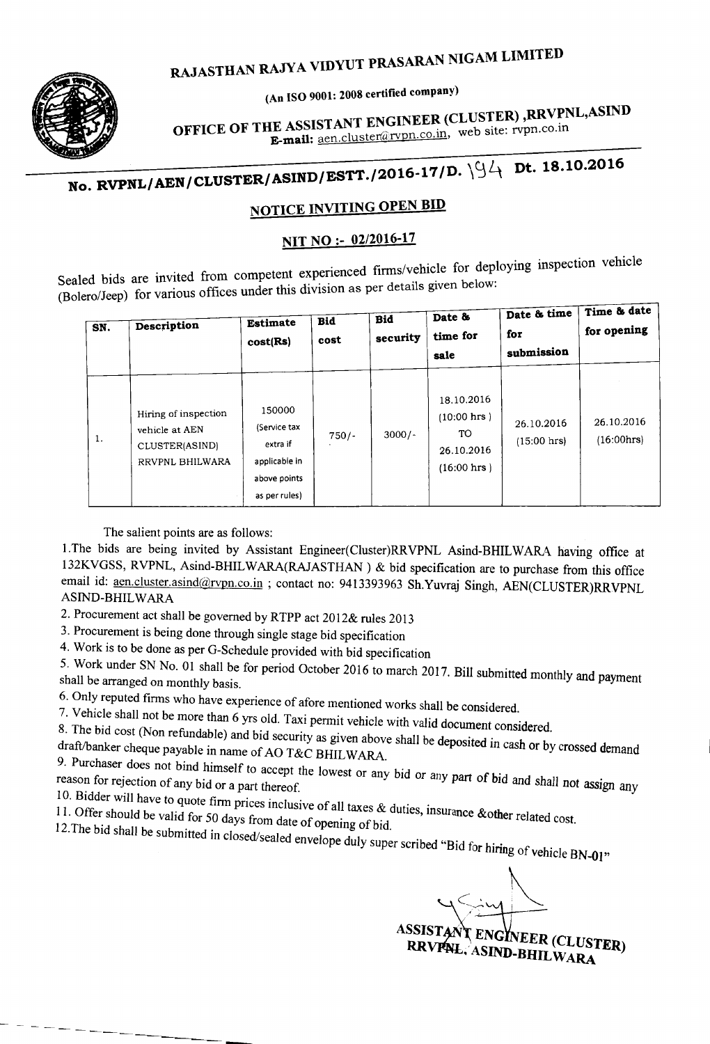# RAJASTHAN RAJYA VIDYUT PRASARAN NIGAM LIMITED

**(An ISO 9001: 2008 certified company)**

**OFFICE OF THE ASSISTANT ENGINEER (CLUSTER) ,RRVPNL,ASIND**
**E-mail:** aen.cluster@rvpn.co.in, web site: rvpn.co.in

## No. RVPNL/AEN/CLUSTER/ASIND/ESTT./2016-17/D. 194 Dt. 18.10.2016

## NOTICE INVITING OPEN BID

## NIT NO :- 02/2016-17

Sealed bids are invited from competent experienced firms/vehicle for deploying inspection vehicle (Bolero/Jeep) for various offices under this division as per details given below:

| SN. | Description | Estimate cost(Rs) | Bid cost | Bid security | Date & time for sale | Date & time for submission | Time & date for opening |
|---|---|---|---|---|---|---|---|
| 1. | Hiring of inspection vehicle at AEN CLUSTER(ASIND) RRVPNL BHILWARA | 150000 (Service tax extra if applicable in above points as per rules) | 750/- | 3000/- | 18.10.2016 (10:00 hrs ) TO 26.10.2016 (16:00 hrs ) | 26.10.2016 (15:00 hrs) | 26.10.2016 (16:00hrs) |

The salient points are as follows:

1.The bids are being invited by Assistant Engineer(Cluster)RRVPNL Asind-BHILWARA having office at 132KVGSS, RVPNL, Asind-BHILWARA(RAJASTHAN ) & bid specification are to purchase from this office email id: aen.cluster.asind@rvpn.co.in ; contact no: 9413393963 Sh.Yuvraj Singh, AEN(CLUSTER)RRVPNL ASIND-BHILWARA

2. Procurement act shall be governed by RTPP act 2012& rules 2013

3. Procurement is being done through single stage bid specification

4. Work is to be done as per G-Schedule provided with bid specification

5. Work under SN No. 01 shall be for period October 2016 to march 2017. Bill submitted monthly and payment shall be arranged on monthly basis.

6. Only reputed firms who have experience of afore mentioned works shall be considered.

7. Vehicle shall not be more than 6 yrs old. Taxi permit vehicle with valid document considered.

8. The bid cost (Non refundable) and bid security as given above shall be deposited in cash or by crossed demand draft/banker cheque payable in name of AO T&C BHILWARA.

9. Purchaser does not bind himself to accept the lowest or any bid or any part of bid and shall not assign any reason for rejection of any bid or a part thereof.

10. Bidder will have to quote firm prices inclusive of all taxes & duties, insurance &other related cost.

11. Offer should be valid for 50 days from date of opening of bid.

12.The bid shall be submitted in closed/sealed envelope duly super scribed "Bid for hiring of vehicle BN-01"

ASSISTANT ENGINEER (CLUSTER)
RRVPNL, ASIND-BHILWARA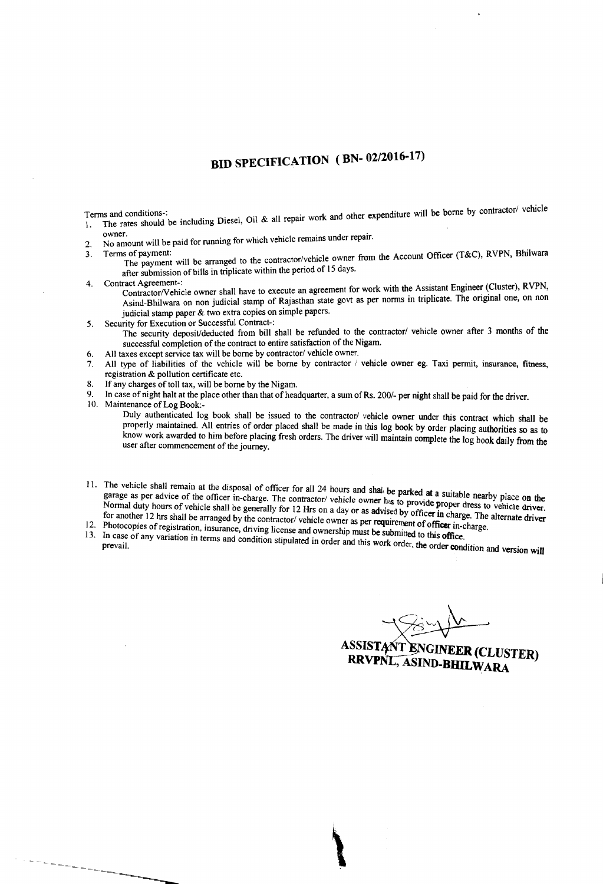# BID SPECIFICATION ( BN- 02/2016-17)

Terms and conditions-:

1. The rates should be including Diesel, Oil & all repair work and other expenditure will be borne by contractor/ vehicle owner.
2. No amount will be paid for running for which vehicle remains under repair.
3. Terms of payment:
   The payment will be arranged to the contractor/vehicle owner from the Account Officer (T&C), RVPN, Bhilwara after submission of bills in triplicate within the period of 15 days.
4. Contract Agreement-:
   Contractor/Vehicle owner shall have to execute an agreement for work with the Assistant Engineer (Cluster), RVPN, Asind-Bhilwara on non judicial stamp of Rajasthan state govt as per norms in triplicate. The original one, on non judicial stamp paper & two extra copies on simple papers.
5. Security for Execution or Successful Contract-:
   The security deposit/deducted from bill shall be refunded to the contractor/ vehicle owner after 3 months of the successful completion of the contract to entire satisfaction of the Nigam.
6. All taxes except service tax will be borne by contractor/ vehicle owner.
7. All type of liabilities of the vehicle will be borne by contractor / vehicle owner eg. Taxi permit, insurance, fitness, registration & pollution certificate etc.
8. If any charges of toll tax, will be borne by the Nigam.
9. In case of night halt at the place other than that of headquarter, a sum of Rs. 200/- per night shall be paid for the driver.
10. Maintenance of Log Book:-
    Duly authenticated log book shall be issued to the contractor/ vehicle owner under this contract which shall be properly maintained. All entries of order placed shall be made in this log book by order placing authorities so as to know work awarded to him before placing fresh orders. The driver will maintain complete the log book daily from the user after commencement of the journey.
11. The vehicle shall remain at the disposal of officer for all 24 hours and shall be parked at a suitable nearby place on the garage as per advice of the officer in-charge. The contractor/ vehicle owner has to provide proper dress to vehicle driver. Normal duty hours of vehicle shall be generally for 12 Hrs on a day or as advised by officer in charge. The alternate driver for another 12 hrs shall be arranged by the contractor/ vehicle owner as per requirement of officer in-charge.
12. Photocopies of registration, insurance, driving license and ownership must be submitted to this office.
13. In case of any variation in terms and condition stipulated in order and this work order, the order condition and version will prevail.

**ASSISTANT ENGINEER (CLUSTER)**
**RRVPNL, ASIND-BHILWARA**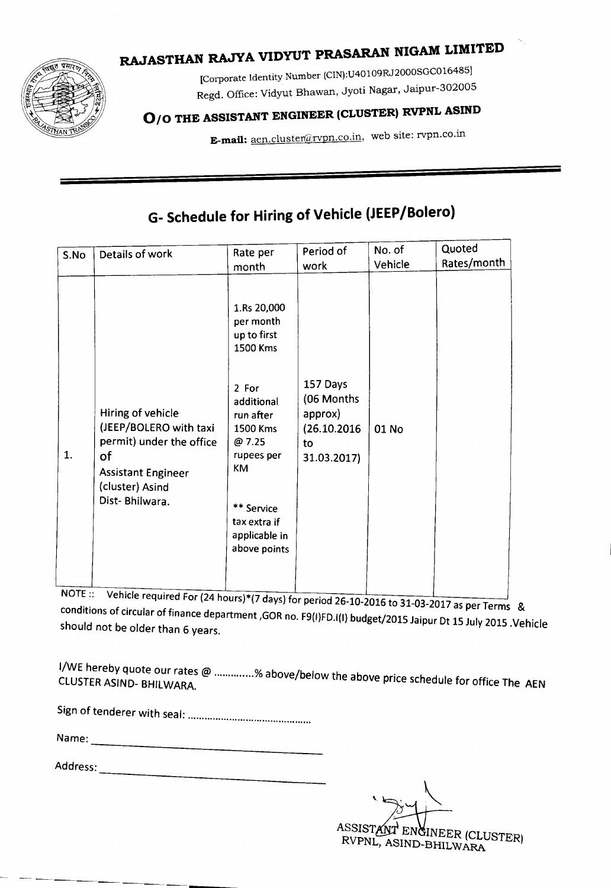# RAJASTHAN RAJYA VIDYUT PRASARAN NIGAM LIMITED

[Corporate Identity Number (CIN):U40109RJ2000SGC016485]
Regd. Office: Vidyut Bhawan, Jyoti Nagar, Jaipur-302005

## O/o THE ASSISTANT ENGINEER (CLUSTER) RVPNL ASIND

**E-mail:** aen.cluster@rvpn.co.in, web site: rvpn.co.in

## G- Schedule for Hiring of Vehicle (JEEP/Bolero)

| S.No | Details of work | Rate per month | Period of work | No. of Vehicle | Quoted Rates/month |
|---|---|---|---|---|---|
| 1. | Hiring of vehicle (JEEP/BOLERO with taxi permit) under the office of Assistant Engineer (cluster) Asind Dist- Bhilwara. | 1.Rs 20,000 per month up to first 1500 Kms<br><br>2 For additional run after 1500 Kms @ 7.25 rupees per KM<br><br>** Service tax extra if applicable in above points | 157 Days (06 Months approx) (26.10.2016 to 31.03.2017) | 01 No | |

NOTE :: Vehicle required For (24 hours)*(7 days) for period 26-10-2016 to 31-03-2017 as per Terms & conditions of circular of finance department ,GOR no. F9(I)FD.I(I) budget/2015 Jaipur Dt 15 July 2015 .Vehicle should not be older than 6 years.

I/WE hereby quote our rates @ .............% above/below the above price schedule for office The AEN CLUSTER ASIND- BHILWARA.

Sign of tenderer with seal: ...........................................

Name: ____________________________

Address: ____________________________

ASSISTANT ENGINEER (CLUSTER)
RVPNL, ASIND-BHILWARA